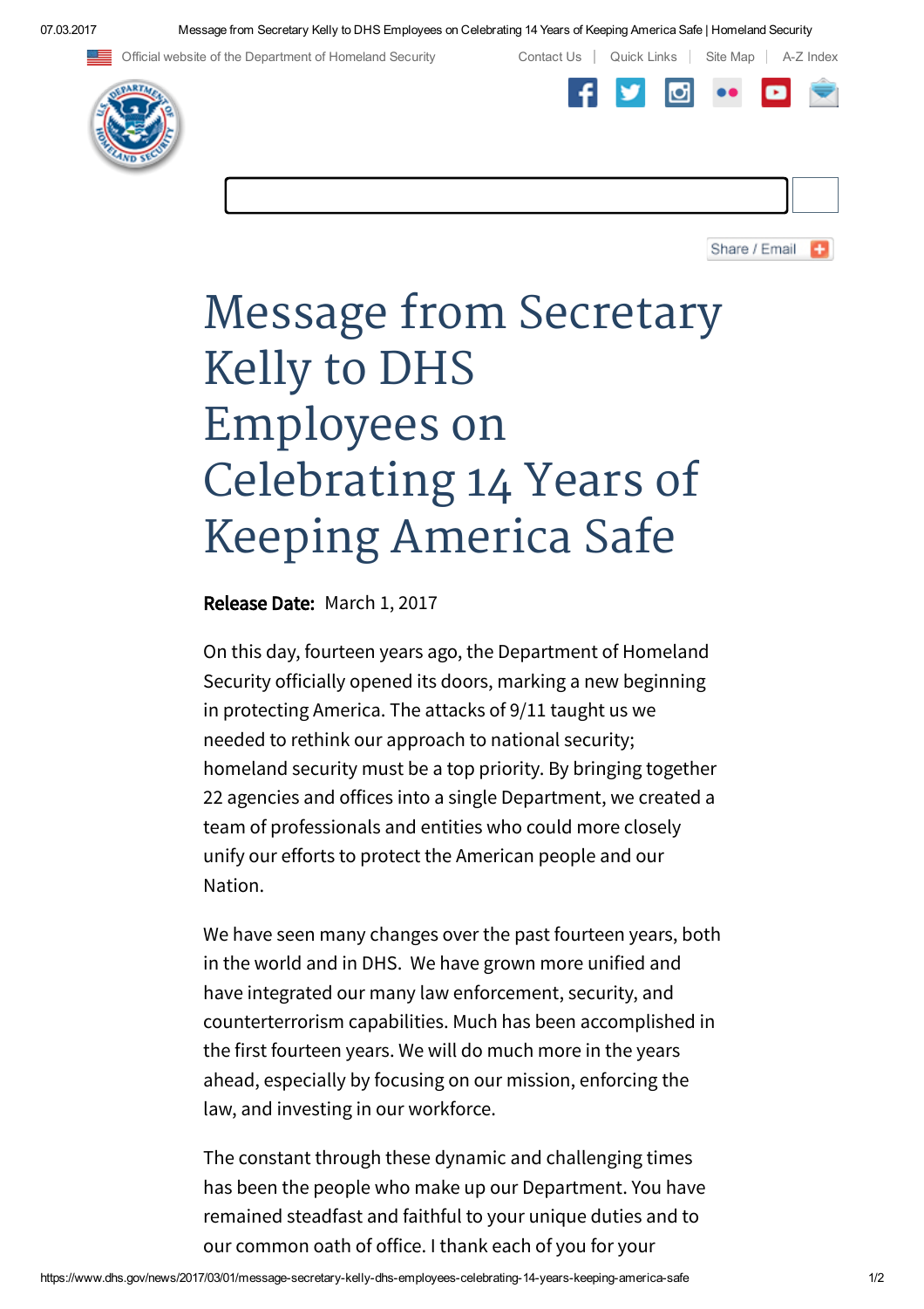# Message from Secretary Kelly to DHS Employees on Celebrating 14 Years of Keeping America Safe

**Release Date:** March 1, 2017

On this day, fourteen years ago, the Department of Homeland Security officially opened its doors, marking a new beginning in protecting America. The attacks of 9/11 taught us we needed to rethink our approach to national security; homeland security must be a top priority. By bringing together 22 agencies and offices into a single Department, we created a team of professionals and entities who could more closely unify our efforts to protect the American people and our Nation.

We have seen many changes over the past fourteen years, both in the world and in DHS. We have grown more unified and have integrated our many law enforcement, security, and counterterrorism capabilities. Much has been accomplished in the first fourteen years. We will do much more in the years ahead, especially by focusing on our mission, enforcing the law, and investing in our workforce.

The constant through these dynamic and challenging times has been the people who make up our Department. You have remained steadfast and faithful to your unique duties and to our common oath of office. I thank each of you for your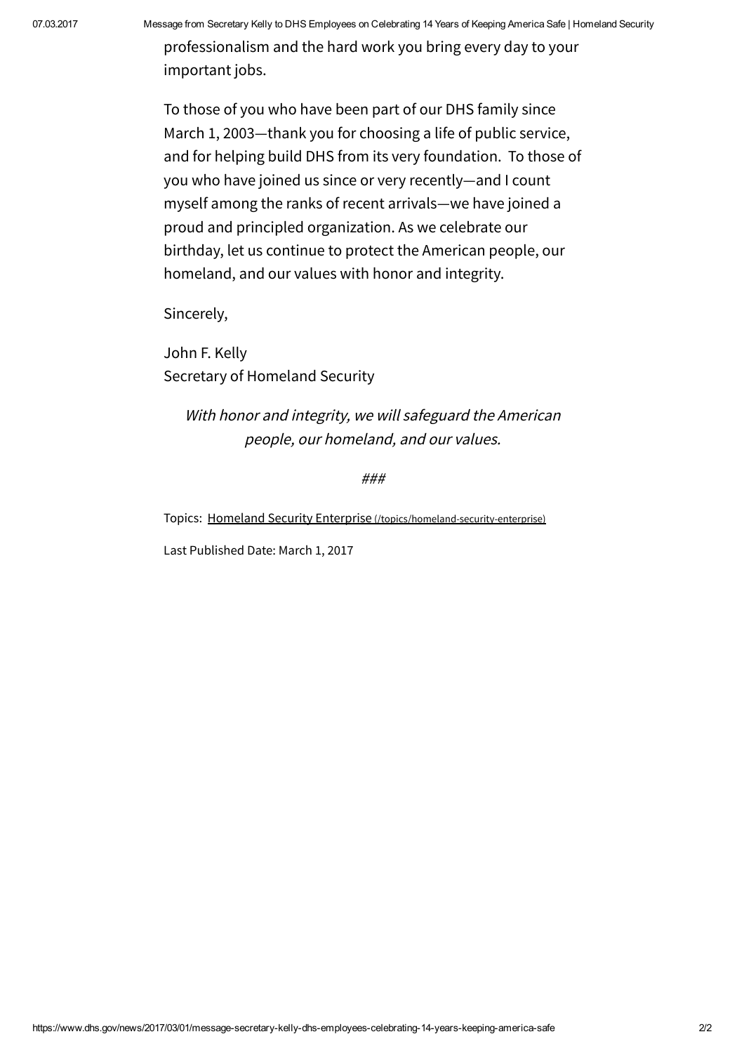professionalism and the hard work you bring every day to your important jobs.

To those of you who have been part of our DHS family since March 1, 2003—thank you for choosing a life of public service, and for helping build DHS from its very foundation. To those of you who have joined us since or very recently—and I count myself among the ranks of recent arrivals—we have joined a proud and principled organization. As we celebrate our birthday, let us continue to protect the American people, our homeland, and our values with honor and integrity.

Sincerely,

John F. Kelly
Secretary of Homeland Security

*With honor and integrity, we will safeguard the American people, our homeland, and our values.*

*###*

Topics: Homeland Security Enterprise (/topics/homeland-security-enterprise)

Last Published Date: March 1, 2017